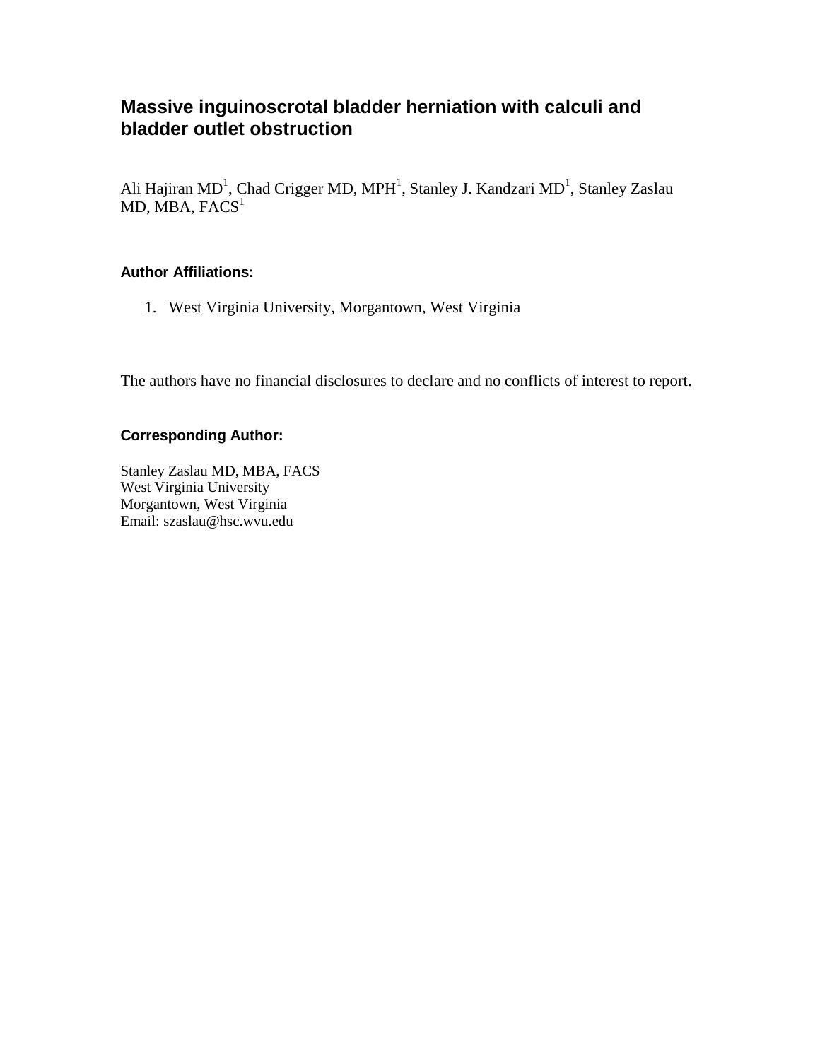# Massive inguinoscrotal bladder herniation with calculi and bladder outlet obstruction

Ali Hajiran MD[1], Chad Crigger MD, MPH[1], Stanley J. Kandzari MD[1], Stanley Zaslau MD, MBA, FACS[1]

**Author Affiliations:**

1. West Virginia University, Morgantown, West Virginia

The authors have no financial disclosures to declare and no conflicts of interest to report.

**Corresponding Author:**

Stanley Zaslau MD, MBA, FACS
West Virginia University
Morgantown, West Virginia
Email: szaslau@hsc.wvu.edu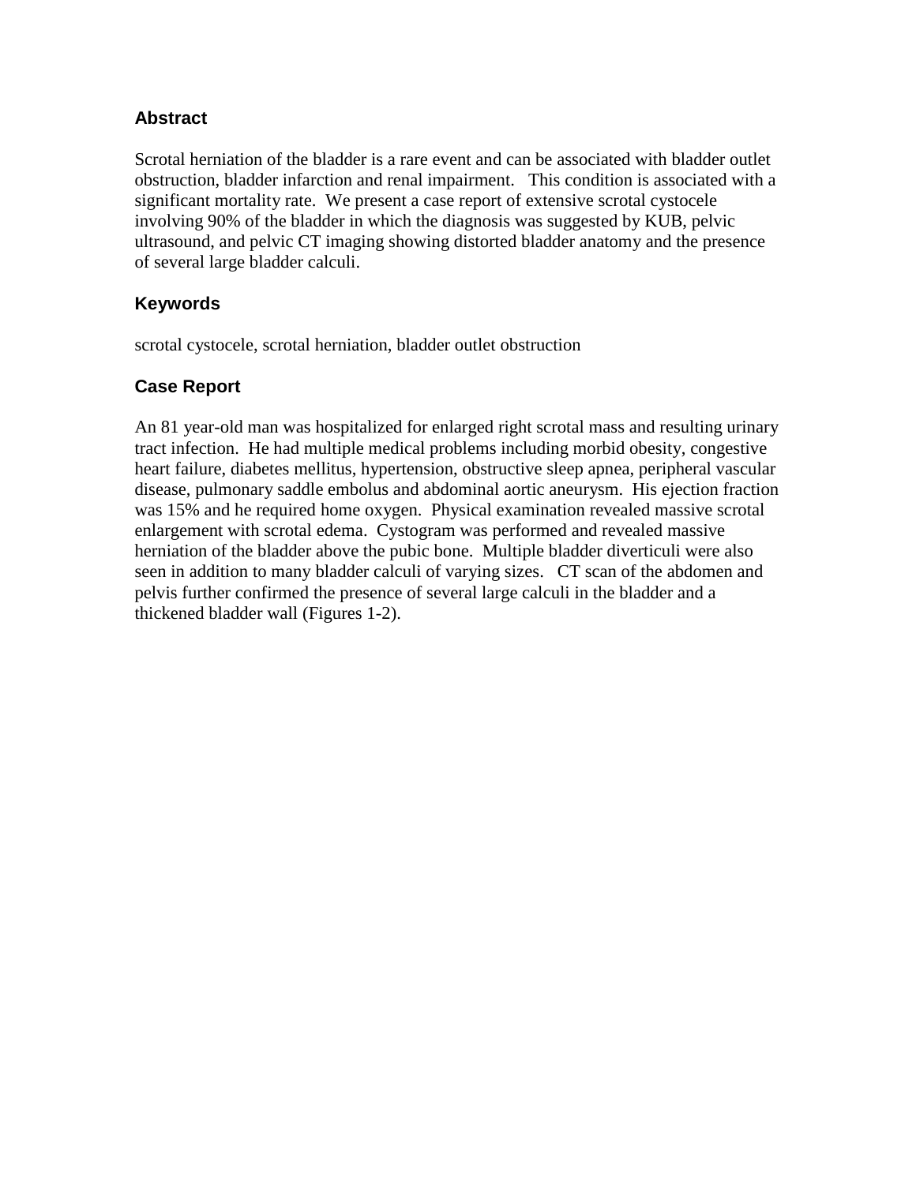## Abstract

Scrotal herniation of the bladder is a rare event and can be associated with bladder outlet obstruction, bladder infarction and renal impairment. This condition is associated with a significant mortality rate. We present a case report of extensive scrotal cystocele involving 90% of the bladder in which the diagnosis was suggested by KUB, pelvic ultrasound, and pelvic CT imaging showing distorted bladder anatomy and the presence of several large bladder calculi.

## Keywords

scrotal cystocele, scrotal herniation, bladder outlet obstruction

## Case Report

An 81 year-old man was hospitalized for enlarged right scrotal mass and resulting urinary tract infection. He had multiple medical problems including morbid obesity, congestive heart failure, diabetes mellitus, hypertension, obstructive sleep apnea, peripheral vascular disease, pulmonary saddle embolus and abdominal aortic aneurysm. His ejection fraction was 15% and he required home oxygen. Physical examination revealed massive scrotal enlargement with scrotal edema. Cystogram was performed and revealed massive herniation of the bladder above the pubic bone. Multiple bladder diverticuli were also seen in addition to many bladder calculi of varying sizes. CT scan of the abdomen and pelvis further confirmed the presence of several large calculi in the bladder and a thickened bladder wall (Figures 1-2).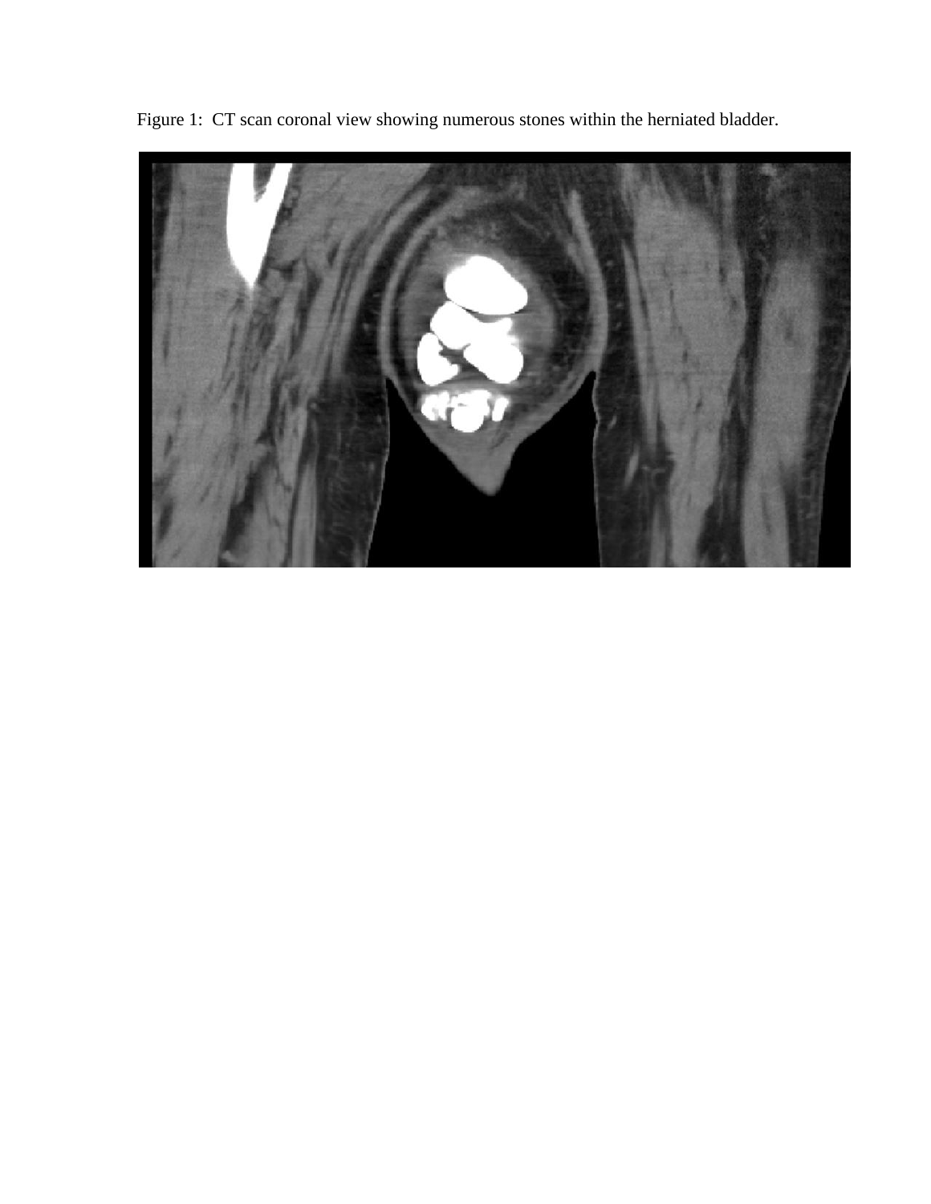Figure 1: CT scan coronal view showing numerous stones within the herniated bladder.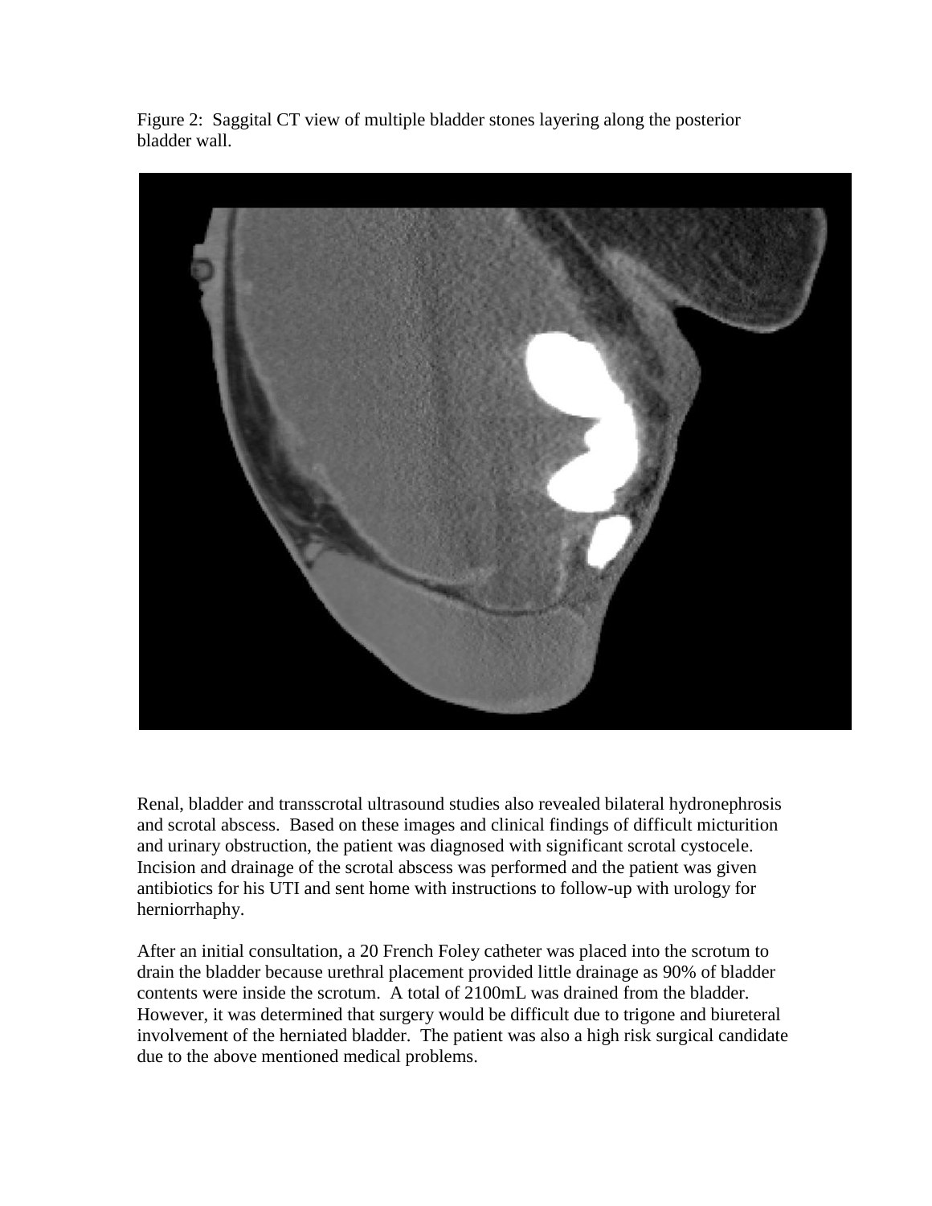Figure 2: Saggital CT view of multiple bladder stones layering along the posterior bladder wall.

Renal, bladder and transscrotal ultrasound studies also revealed bilateral hydronephrosis and scrotal abscess. Based on these images and clinical findings of difficult micturition and urinary obstruction, the patient was diagnosed with significant scrotal cystocele. Incision and drainage of the scrotal abscess was performed and the patient was given antibiotics for his UTI and sent home with instructions to follow-up with urology for herniorrhaphy.

After an initial consultation, a 20 French Foley catheter was placed into the scrotum to drain the bladder because urethral placement provided little drainage as 90% of bladder contents were inside the scrotum. A total of 2100mL was drained from the bladder. However, it was determined that surgery would be difficult due to trigone and biureteral involvement of the herniated bladder. The patient was also a high risk surgical candidate due to the above mentioned medical problems.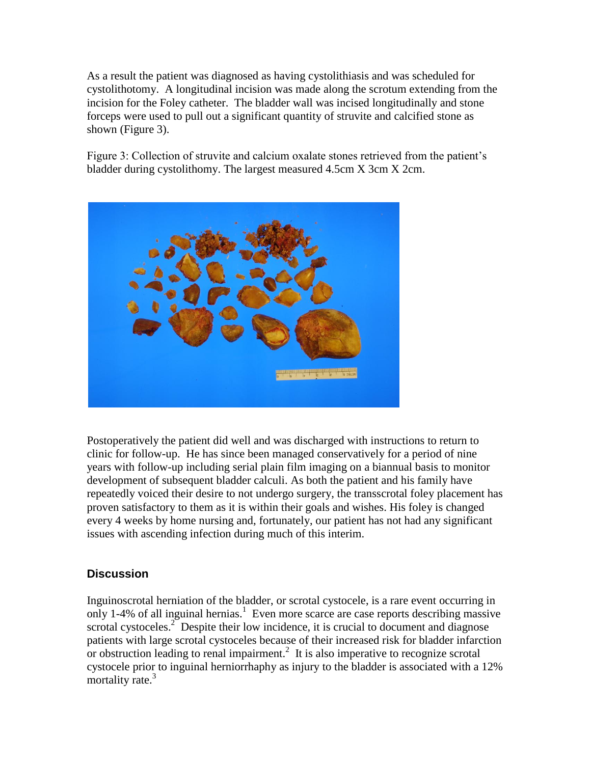As a result the patient was diagnosed as having cystolithiasis and was scheduled for cystolithotomy. A longitudinal incision was made along the scrotum extending from the incision for the Foley catheter. The bladder wall was incised longitudinally and stone forceps were used to pull out a significant quantity of struvite and calcified stone as shown (Figure 3).

Figure 3: Collection of struvite and calcium oxalate stones retrieved from the patient's bladder during cystolithomy. The largest measured 4.5cm X 3cm X 2cm.

Postoperatively the patient did well and was discharged with instructions to return to clinic for follow-up. He has since been managed conservatively for a period of nine years with follow-up including serial plain film imaging on a biannual basis to monitor development of subsequent bladder calculi. As both the patient and his family have repeatedly voiced their desire to not undergo surgery, the transscrotal foley placement has proven satisfactory to them as it is within their goals and wishes. His foley is changed every 4 weeks by home nursing and, fortunately, our patient has not had any significant issues with ascending infection during much of this interim.

## Discussion

Inguinoscrotal herniation of the bladder, or scrotal cystocele, is a rare event occurring in only 1-4% of all inguinal hernias.[1] Even more scarce are case reports describing massive scrotal cystoceles.[2] Despite their low incidence, it is crucial to document and diagnose patients with large scrotal cystoceles because of their increased risk for bladder infarction or obstruction leading to renal impairment.[2] It is also imperative to recognize scrotal cystocele prior to inguinal herniorrhaphy as injury to the bladder is associated with a 12% mortality rate.[3]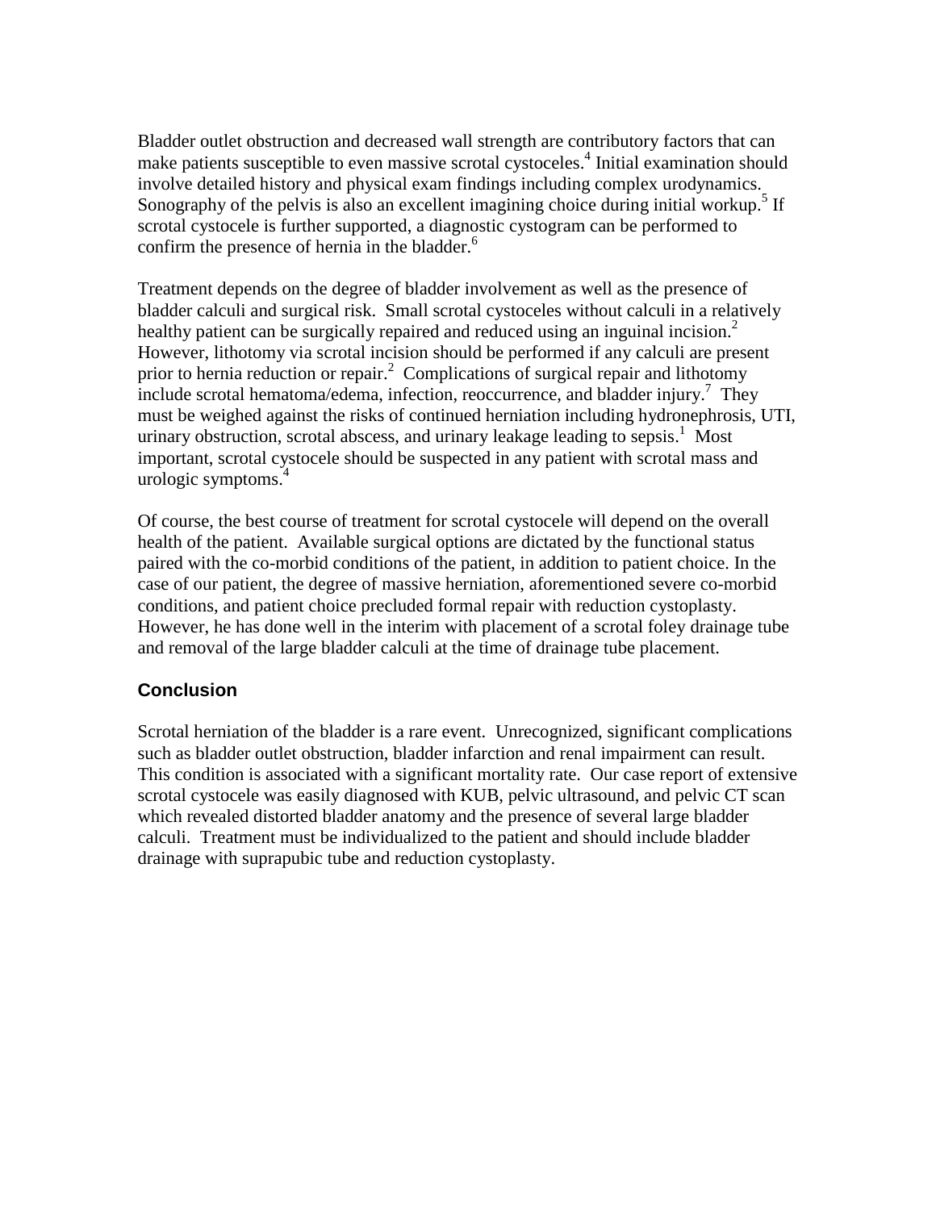Bladder outlet obstruction and decreased wall strength are contributory factors that can make patients susceptible to even massive scrotal cystoceles.[4] Initial examination should involve detailed history and physical exam findings including complex urodynamics. Sonography of the pelvis is also an excellent imagining choice during initial workup.[5] If scrotal cystocele is further supported, a diagnostic cystogram can be performed to confirm the presence of hernia in the bladder.[6]

Treatment depends on the degree of bladder involvement as well as the presence of bladder calculi and surgical risk. Small scrotal cystoceles without calculi in a relatively healthy patient can be surgically repaired and reduced using an inguinal incision.[2] However, lithotomy via scrotal incision should be performed if any calculi are present prior to hernia reduction or repair.[2] Complications of surgical repair and lithotomy include scrotal hematoma/edema, infection, reoccurrence, and bladder injury.[7] They must be weighed against the risks of continued herniation including hydronephrosis, UTI, urinary obstruction, scrotal abscess, and urinary leakage leading to sepsis.[1] Most important, scrotal cystocele should be suspected in any patient with scrotal mass and urologic symptoms.[4]

Of course, the best course of treatment for scrotal cystocele will depend on the overall health of the patient. Available surgical options are dictated by the functional status paired with the co-morbid conditions of the patient, in addition to patient choice. In the case of our patient, the degree of massive herniation, aforementioned severe co-morbid conditions, and patient choice precluded formal repair with reduction cystoplasty. However, he has done well in the interim with placement of a scrotal foley drainage tube and removal of the large bladder calculi at the time of drainage tube placement.

## Conclusion

Scrotal herniation of the bladder is a rare event. Unrecognized, significant complications such as bladder outlet obstruction, bladder infarction and renal impairment can result. This condition is associated with a significant mortality rate. Our case report of extensive scrotal cystocele was easily diagnosed with KUB, pelvic ultrasound, and pelvic CT scan which revealed distorted bladder anatomy and the presence of several large bladder calculi. Treatment must be individualized to the patient and should include bladder drainage with suprapubic tube and reduction cystoplasty.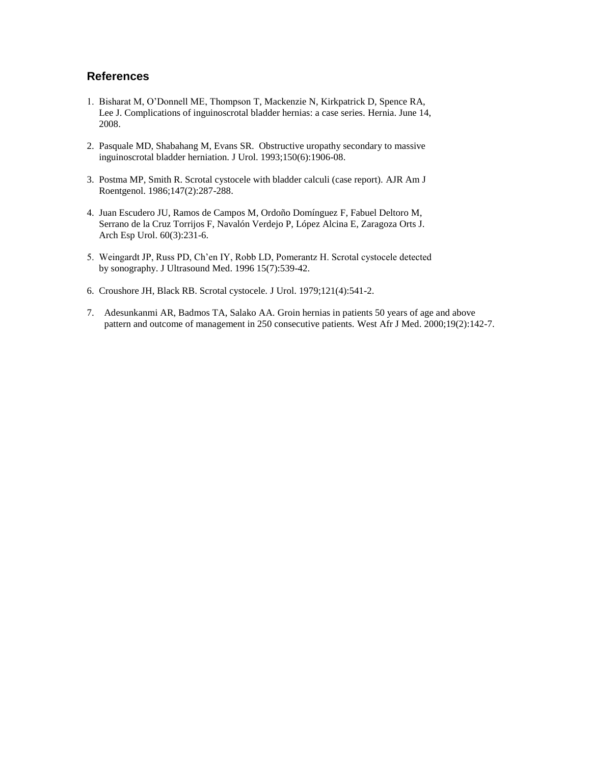## References

1. Bisharat M, O'Donnell ME, Thompson T, Mackenzie N, Kirkpatrick D, Spence RA, Lee J. Complications of inguinoscrotal bladder hernias: a case series. Hernia. June 14, 2008.

2. Pasquale MD, Shabahang M, Evans SR. Obstructive uropathy secondary to massive inguinoscrotal bladder herniation. J Urol. 1993;150(6):1906-08.

3. Postma MP, Smith R. Scrotal cystocele with bladder calculi (case report). AJR Am J Roentgenol. 1986;147(2):287-288.

4. Juan Escudero JU, Ramos de Campos M, Ordoño Domínguez F, Fabuel Deltoro M, Serrano de la Cruz Torrijos F, Navalón Verdejo P, López Alcina E, Zaragoza Orts J. Arch Esp Urol. 60(3):231-6.

5. Weingardt JP, Russ PD, Ch'en IY, Robb LD, Pomerantz H. Scrotal cystocele detected by sonography. J Ultrasound Med. 1996 15(7):539-42.

6. Croushore JH, Black RB. Scrotal cystocele. J Urol. 1979;121(4):541-2.

7. Adesunkanmi AR, Badmos TA, Salako AA. Groin hernias in patients 50 years of age and above pattern and outcome of management in 250 consecutive patients. West Afr J Med. 2000;19(2):142-7.